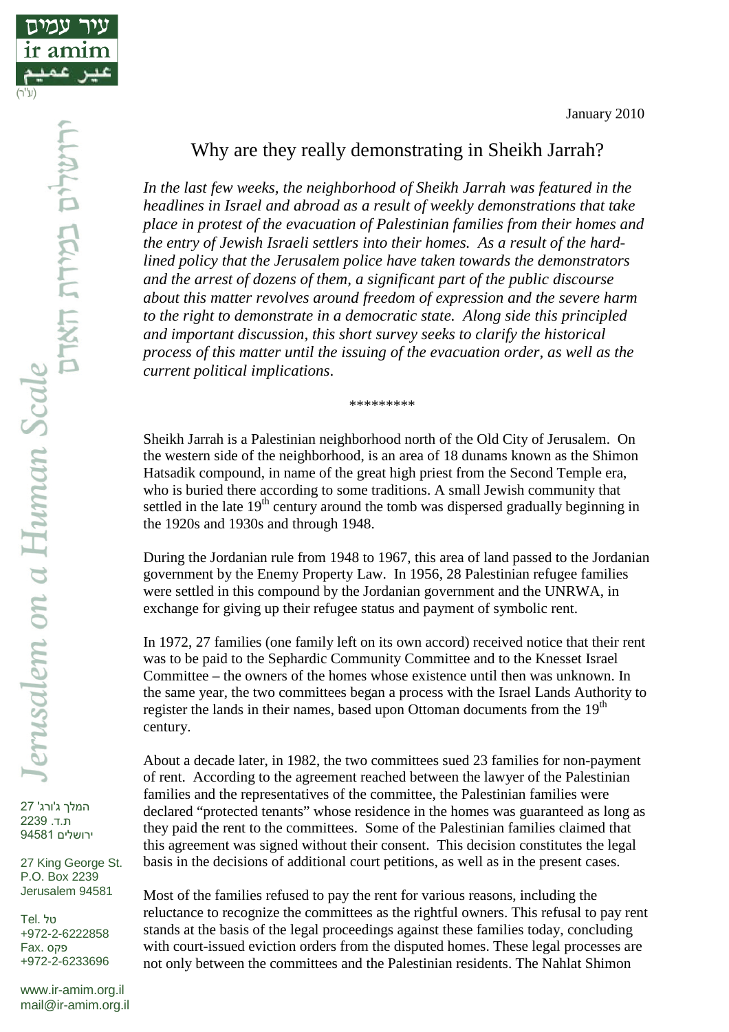January 2010

# Why are they really demonstrating in Sheikh Jarrah?

*In the last few weeks, the neighborhood of Sheikh Jarrah was featured in the headlines in Israel and abroad as a result of weekly demonstrations that take place in protest of the evacuation of Palestinian families from their homes and the entry of Jewish Israeli settlers into their homes. As a result of the hard-lined policy that the Jerusalem police have taken towards the demonstrators and the arrest of dozens of them, a significant part of the public discourse about this matter revolves around freedom of expression and the severe harm to the right to demonstrate in a democratic state. Along side this principled and important discussion, this short survey seeks to clarify the historical process of this matter until the issuing of the evacuation order, as well as the current political implications.*

*********

Sheikh Jarrah is a Palestinian neighborhood north of the Old City of Jerusalem. On the western side of the neighborhood, is an area of 18 dunams known as the Shimon Hatsadik compound, in name of the great high priest from the Second Temple era, who is buried there according to some traditions. A small Jewish community that settled in the late 19th century around the tomb was dispersed gradually beginning in the 1920s and 1930s and through 1948.

During the Jordanian rule from 1948 to 1967, this area of land passed to the Jordanian government by the Enemy Property Law. In 1956, 28 Palestinian refugee families were settled in this compound by the Jordanian government and the UNRWA, in exchange for giving up their refugee status and payment of symbolic rent.

In 1972, 27 families (one family left on its own accord) received notice that their rent was to be paid to the Sephardic Community Committee and to the Knesset Israel Committee – the owners of the homes whose existence until then was unknown. In the same year, the two committees began a process with the Israel Lands Authority to register the lands in their names, based upon Ottoman documents from the 19th century.

About a decade later, in 1982, the two committees sued 23 families for non-payment of rent. According to the agreement reached between the lawyer of the Palestinian families and the representatives of the committee, the Palestinian families were declared "protected tenants" whose residence in the homes was guaranteed as long as they paid the rent to the committees. Some of the Palestinian families claimed that this agreement was signed without their consent. This decision constitutes the legal basis in the decisions of additional court petitions, as well as in the present cases.

Most of the families refused to pay the rent for various reasons, including the reluctance to recognize the committees as the rightful owners. This refusal to pay rent stands at the basis of the legal proceedings against these families today, concluding with court-issued eviction orders from the disputed homes. These legal processes are not only between the committees and the Palestinian residents. The Nahlat Shimon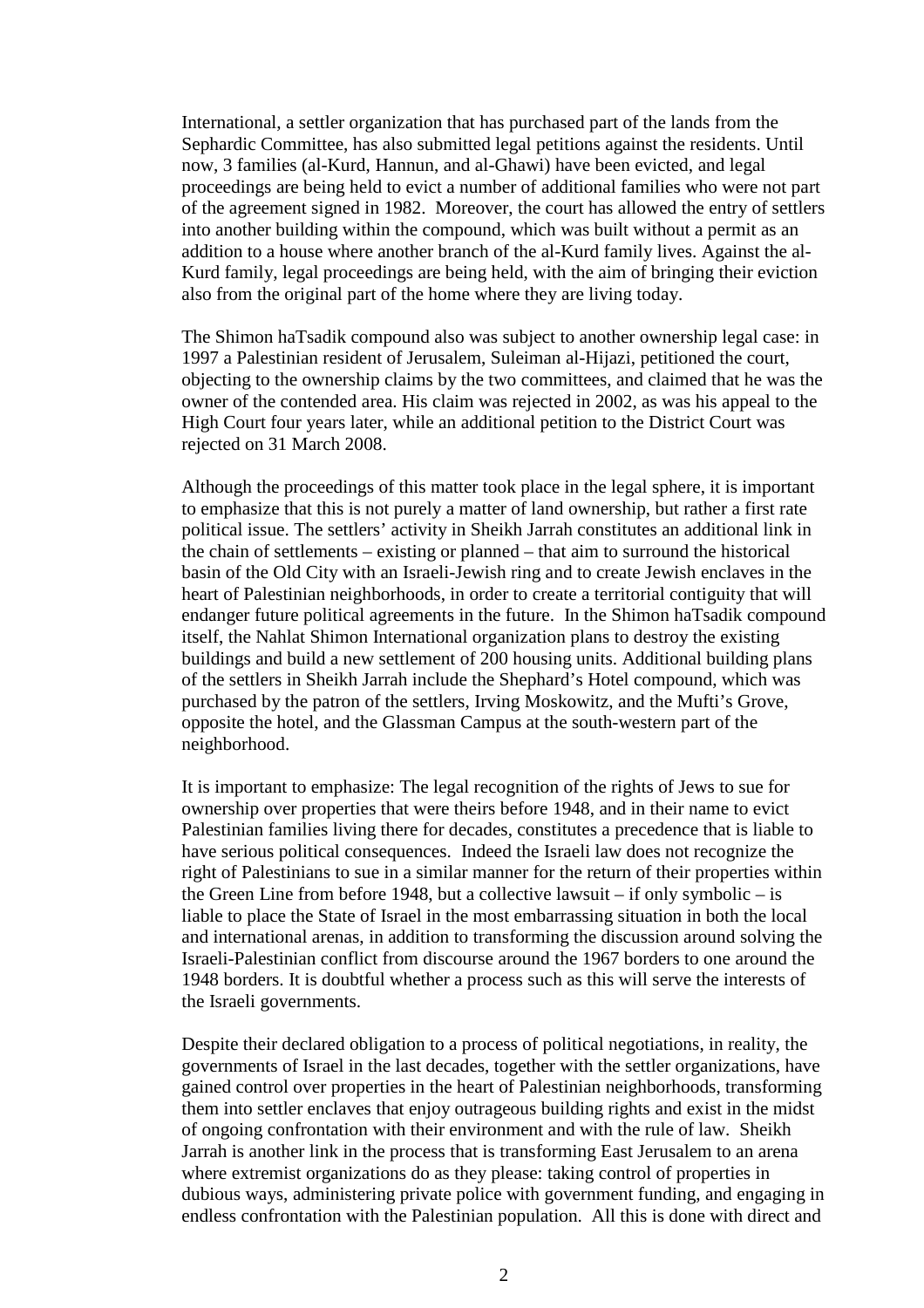International, a settler organization that has purchased part of the lands from the Sephardic Committee, has also submitted legal petitions against the residents. Until now, 3 families (al-Kurd, Hannun, and al-Ghawi) have been evicted, and legal proceedings are being held to evict a number of additional families who were not part of the agreement signed in 1982. Moreover, the court has allowed the entry of settlers into another building within the compound, which was built without a permit as an addition to a house where another branch of the al-Kurd family lives. Against the al-Kurd family, legal proceedings are being held, with the aim of bringing their eviction also from the original part of the home where they are living today.

The Shimon haTsadik compound also was subject to another ownership legal case: in 1997 a Palestinian resident of Jerusalem, Suleiman al-Hijazi, petitioned the court, objecting to the ownership claims by the two committees, and claimed that he was the owner of the contended area. His claim was rejected in 2002, as was his appeal to the High Court four years later, while an additional petition to the District Court was rejected on 31 March 2008.

Although the proceedings of this matter took place in the legal sphere, it is important to emphasize that this is not purely a matter of land ownership, but rather a first rate political issue. The settlers' activity in Sheikh Jarrah constitutes an additional link in the chain of settlements – existing or planned – that aim to surround the historical basin of the Old City with an Israeli-Jewish ring and to create Jewish enclaves in the heart of Palestinian neighborhoods, in order to create a territorial contiguity that will endanger future political agreements in the future. In the Shimon haTsadik compound itself, the Nahlat Shimon International organization plans to destroy the existing buildings and build a new settlement of 200 housing units. Additional building plans of the settlers in Sheikh Jarrah include the Shephard's Hotel compound, which was purchased by the patron of the settlers, Irving Moskowitz, and the Mufti's Grove, opposite the hotel, and the Glassman Campus at the south-western part of the neighborhood.

It is important to emphasize: The legal recognition of the rights of Jews to sue for ownership over properties that were theirs before 1948, and in their name to evict Palestinian families living there for decades, constitutes a precedence that is liable to have serious political consequences. Indeed the Israeli law does not recognize the right of Palestinians to sue in a similar manner for the return of their properties within the Green Line from before 1948, but a collective lawsuit – if only symbolic – is liable to place the State of Israel in the most embarrassing situation in both the local and international arenas, in addition to transforming the discussion around solving the Israeli-Palestinian conflict from discourse around the 1967 borders to one around the 1948 borders. It is doubtful whether a process such as this will serve the interests of the Israeli governments.

Despite their declared obligation to a process of political negotiations, in reality, the governments of Israel in the last decades, together with the settler organizations, have gained control over properties in the heart of Palestinian neighborhoods, transforming them into settler enclaves that enjoy outrageous building rights and exist in the midst of ongoing confrontation with their environment and with the rule of law. Sheikh Jarrah is another link in the process that is transforming East Jerusalem to an arena where extremist organizations do as they please: taking control of properties in dubious ways, administering private police with government funding, and engaging in endless confrontation with the Palestinian population. All this is done with direct and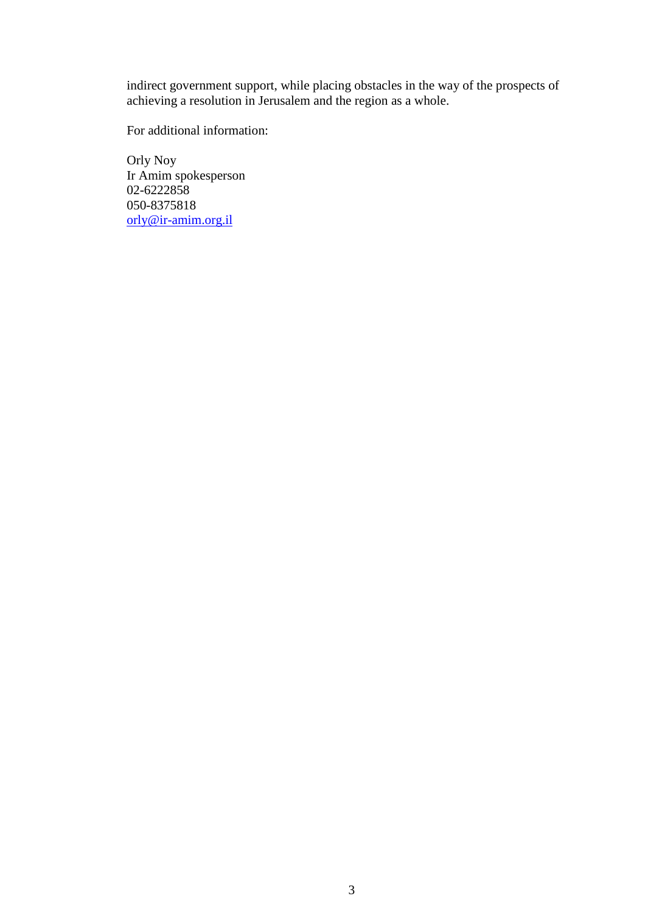indirect government support, while placing obstacles in the way of the prospects of achieving a resolution in Jerusalem and the region as a whole.

For additional information:

Orly Noy
Ir Amim spokesperson
02-6222858
050-8375818
orly@ir-amim.org.il